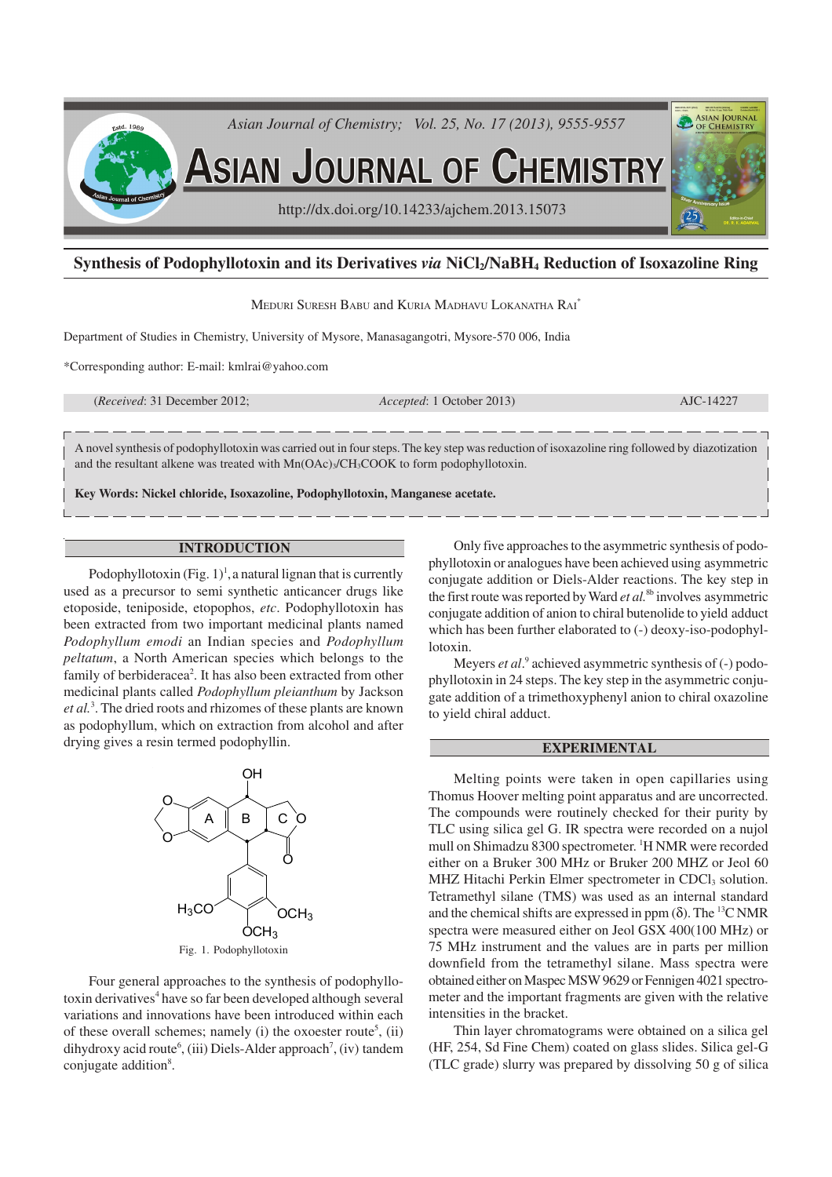# Synthesis of Podophyllotoxin and its Derivatives *via* $NiCl_2$/$NaBH_4$ Reduction of Isoxazoline Ring

MEDURI SURESH BABU and KURIA MADHAVU LOKANATHA RAI*

Department of Studies in Chemistry, University of Mysore, Manasagangotri, Mysore-570 006, India

*Corresponding author: E-mail: kmlrai@yahoo.com

(*Received*: 31 December 2012; *Accepted*: 1 October 2013) AJC-14227

A novel synthesis of podophyllotoxin was carried out in four steps. The key step was reduction of isoxazoline ring followed by diazotization and the resultant alkene was treated with $Mn(OAc)_3$/$CH_3COOK$ to form podophyllotoxin.

**Key Words: Nickel chloride, Isoxazoline, Podophyllotoxin, Manganese acetate.**

## INTRODUCTION

Podophyllotoxin (Fig. 1)[1], a natural lignan that is currently used as a precursor to semi synthetic anticancer drugs like etoposide, teniposide, etopophos, *etc*. Podophyllotoxin has been extracted from two important medicinal plants named *Podophyllum emodi* an Indian species and *Podophyllum peltatum*, a North American species which belongs to the family of berbideracea[2]. It has also been extracted from other medicinal plants called *Podophyllum pleianthum* by Jackson *et al.*[3]. The dried roots and rhizomes of these plants are known as podophyllum, which on extraction from alcohol and after drying gives a resin termed podophyllin.

Fig. 1. Podophyllotoxin

Four general approaches to the synthesis of podophyllotoxin derivatives[4] have so far been developed although several variations and innovations have been introduced within each of these overall schemes; namely (i) the oxoester route[5], (ii) dihydroxy acid route[6], (iii) Diels-Alder approach[7], (iv) tandem conjugate addition[8].

Only five approaches to the asymmetric synthesis of podophyllotoxin or analogues have been achieved using asymmetric conjugate addition or Diels-Alder reactions. The key step in the first route was reported by Ward *et al.*[8b] involves asymmetric conjugate addition of anion to chiral butenolide to yield adduct which has been further elaborated to (-) deoxy-iso-podophyllotoxin.

Meyers *et al*.[9] achieved asymmetric synthesis of (-) podophyllotoxin in 24 steps. The key step in the asymmetric conjugate addition of a trimethoxyphenyl anion to chiral oxazoline to yield chiral adduct.

## EXPERIMENTAL

Melting points were taken in open capillaries using Thomus Hoover melting point apparatus and are uncorrected. The compounds were routinely checked for their purity by TLC using silica gel G. IR spectra were recorded on a nujol mull on Shimadzu 8300 spectrometer. $^1$H NMR were recorded either on a Bruker 300 MHz or Bruker 200 MHZ or Jeol 60 MHZ Hitachi Perkin Elmer spectrometer in $CDCl_3$ solution. Tetramethyl silane (TMS) was used as an internal standard and the chemical shifts are expressed in ppm (δ). The $^{13}$C NMR spectra were measured either on Jeol GSX 400(100 MHz) or 75 MHz instrument and the values are in parts per million downfield from the tetramethyl silane. Mass spectra were obtained either on Maspec MSW 9629 or Fennigen 4021 spectrometer and the important fragments are given with the relative intensities in the bracket.

Thin layer chromatograms were obtained on a silica gel (HF, 254, Sd Fine Chem) coated on glass slides. Silica gel-G (TLC grade) slurry was prepared by dissolving 50 g of silica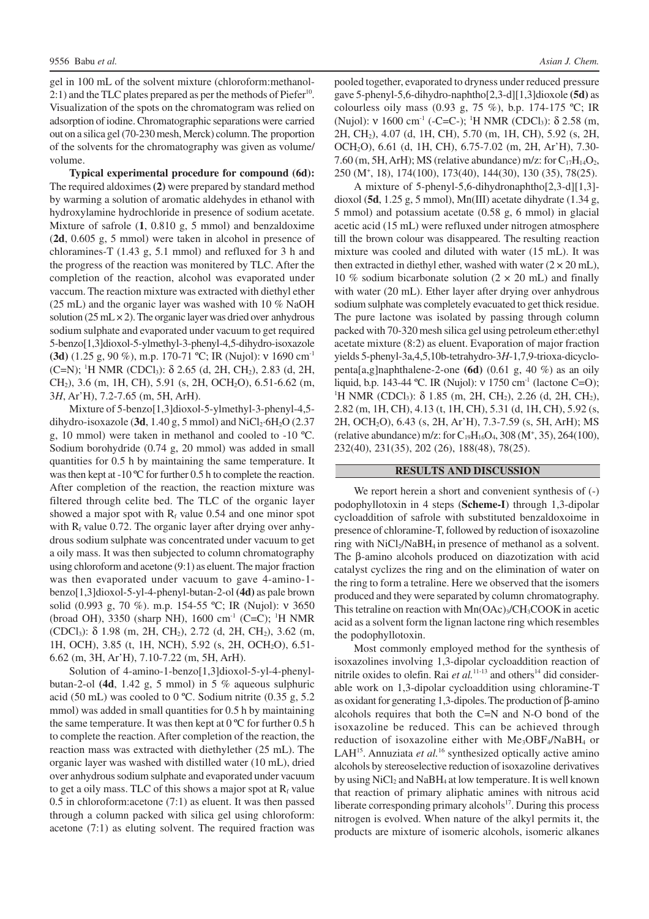gel in 100 mL of the solvent mixture (chloroform:methanol-2:1) and the TLC plates prepared as per the methods of Piefer[10]. Visualization of the spots on the chromatogram was relied on adsorption of iodine. Chromatographic separations were carried out on a silica gel (70-230 mesh, Merck) column. The proportion of the solvents for the chromatography was given as volume/ volume.

**Typical experimental procedure for compound (6d):** The required aldoximes **(2)** were prepared by standard method by warming a solution of aromatic aldehydes in ethanol with hydroxylamine hydrochloride in presence of sodium acetate. Mixture of safrole (**1**, 0.810 g, 5 mmol) and benzaldoxime (**2d**, 0.605 g, 5 mmol) were taken in alcohol in presence of chloramines-T (1.43 g, 5.1 mmol) and refluxed for 3 h and the progress of the reaction was monitered by TLC. After the completion of the reaction, alcohol was evaporated under vaccum. The reaction mixture was extracted with diethyl ether (25 mL) and the organic layer was washed with 10 % NaOH solution (25 mL × 2). The organic layer was dried over anhydrous sodium sulphate and evaporated under vacuum to get required 5-benzo[1,3]dioxol-5-ylmethyl-3-phenyl-4,5-dihydro-isoxazole **(3d)** (1.25 g, 90 %), m.p. 170-71 ºC; IR (Nujol): ν 1690 $cm^{-1}$ (C=N); $^1$H NMR ($CDCl_3$): δ 2.65 (d, 2H, $CH_2$), 2.83 (d, 2H, $CH_2$), 3.6 (m, 1H, CH), 5.91 (s, 2H, $OCH_2O$), 6.51-6.62 (m, 3*H*, Ar'H), 7.2-7.65 (m, 5H, ArH).

Mixture of 5-benzo[1,3]dioxol-5-ylmethyl-3-phenyl-4,5-dihydro-isoxazole (**3d**, 1.40 g, 5 mmol) and $NiCl_2·6H_2O$ (2.37 g, 10 mmol) were taken in methanol and cooled to -10 ºC. Sodium borohydride (0.74 g, 20 mmol) was added in small quantities for 0.5 h by maintaining the same temperature. It was then kept at -10 ºC for further 0.5 h to complete the reaction. After completion of the reaction, the reaction mixture was filtered through celite bed. The TLC of the organic layer showed a major spot with $R_f$ value 0.54 and one minor spot with $R_f$ value 0.72. The organic layer after drying over anhydrous sodium sulphate was concentrated under vacuum to get a oily mass. It was then subjected to column chromatography using chloroform and acetone (9:1) as eluent. The major fraction was then evaporated under vacuum to gave 4-amino-1-benzo[1,3]dioxol-5-yl-4-phenyl-butan-2-ol **(4d)** as pale brown solid (0.993 g, 70 %). m.p. 154-55 ºC; IR (Nujol): ν 3650 (broad OH), 3350 (sharp NH), 1600 $cm^{-1}$ (C=C); $^1$H NMR ($CDCl_3$): δ 1.98 (m, 2H, $CH_2$), 2.72 (d, 2H, $CH_2$), 3.62 (m, 1H, OCH), 3.85 (t, 1H, NCH), 5.92 (s, 2H, $OCH_2O$), 6.51-6.62 (m, 3H, Ar'H), 7.10-7.22 (m, 5H, ArH).

Solution of 4-amino-1-benzo[1,3]dioxol-5-yl-4-phenyl-butan-2-ol (**4d**, 1.42 g, 5 mmol) in 5 % aqueous sulphuric acid (50 mL) was cooled to 0 ºC. Sodium nitrite (0.35 g, 5.2 mmol) was added in small quantities for 0.5 h by maintaining the same temperature. It was then kept at 0 ºC for further 0.5 h to complete the reaction. After completion of the reaction, the reaction mass was extracted with diethylether (25 mL). The organic layer was washed with distilled water (10 mL), dried over anhydrous sodium sulphate and evaporated under vacuum to get a oily mass. TLC of this shows a major spot at $R_f$ value 0.5 in chloroform:acetone (7:1) as eluent. It was then passed through a column packed with silica gel using chloroform: acetone (7:1) as eluting solvent. The required fraction was pooled together, evaporated to dryness under reduced pressure gave 5-phenyl-5,6-dihydro-naphtho[2,3-d][1,3]dioxole **(5d)** as colourless oily mass (0.93 g, 75 %), b.p. 174-175 ºC; IR (Nujol): ν 1600 $cm^{-1}$ (-C=C-); $^1$H NMR ($CDCl_3$): δ 2.58 (m, 2H, $CH_2$), 4.07 (d, 1H, CH), 5.70 (m, 1H, CH), 5.92 (s, 2H, $OCH_2O$), 6.61 (d, 1H, CH), 6.75-7.02 (m, 2H, Ar'H), 7.30-7.60 (m, 5H, ArH); MS (relative abundance) m/z: for $C_{17}H_{14}O_2$, 250 ($M^+$, 18), 174(100), 173(40), 144(30), 130 (35), 78(25).

A mixture of 5-phenyl-5,6-dihydronaphtho[2,3-d][1,3]-dioxol (**5d**, 1.25 g, 5 mmol), Mn(III) acetate dihydrate (1.34 g, 5 mmol) and potassium acetate (0.58 g, 6 mmol) in glacial acetic acid (15 mL) were refluxed under nitrogen atmosphere till the brown colour was disappeared. The resulting reaction mixture was cooled and diluted with water (15 mL). It was then extracted in diethyl ether, washed with water (2 × 20 mL), 10 % sodium bicarbonate solution (2 × 20 mL) and finally with water (20 mL). Ether layer after drying over anhydrous sodium sulphate was completely evacuated to get thick residue. The pure lactone was isolated by passing through column packed with 70-320 mesh silica gel using petroleum ether:ethyl acetate mixture (8:2) as eluent. Evaporation of major fraction yields 5-phenyl-3a,4,5,10b-tetrahydro-3*H*-1,7,9-trioxa-dicyclopenta[a,g]naphthalene-2-one **(6d)** (0.61 g, 40 %) as an oily liquid, b.p. 143-44 ºC. IR (Nujol): ν 1750 $cm^{-1}$ (lactone C=O); $^1$H NMR ($CDCl_3$): δ 1.85 (m, 2H, $CH_2$), 2.26 (d, 2H, $CH_2$), 2.82 (m, 1H, CH), 4.13 (t, 1H, CH), 5.31 (d, 1H, CH), 5.92 (s, 2H, $OCH_2O$), 6.43 (s, 2H, Ar'H), 7.3-7.59 (s, 5H, ArH); MS (relative abundance) m/z: for $C_{19}H_{16}O_4$, 308 ($M^+$, 35), 264(100), 232(40), 231(35), 202 (26), 188(48), 78(25).

## RESULTS AND DISCUSSION

We report herein a short and convenient synthesis of (-) podophyllotoxin in 4 steps (**Scheme-I**) through 1,3-dipolar cycloaddition of safrole with substituted benzaldoxoime in presence of chloramine-T, followed by reduction of isoxazoline ring with $NiCl_2/NaBH_4$ in presence of methanol as a solvent. The β-amino alcohols produced on diazotization with acid catalyst cyclizes the ring and on the elimination of water on the ring to form a tetraline. Here we observed that the isomers produced and they were separated by column chromatography. This tetraline on reaction with $Mn(OAc)_3/CH_3COOK$ in acetic acid as a solvent form the lignan lactone ring which resembles the podophyllotoxin.

Most commonly employed method for the synthesis of isoxazolines involving 1,3-dipolar cycloaddition reaction of nitrile oxides to olefin. Rai *et al.*[11-13] and others[14] did considerable work on 1,3-dipolar cycloaddition using chloramine-T as oxidant for generating 1,3-dipoles. The production of β-amino alcohols requires that both the C=N and N-O bond of the isoxazoline be reduced. This can be achieved through reduction of isoxazoline either with $Me_3OBF_4/NaBH_4$ or LAH[15]. Annuziata *et al.*[16] synthesized optically active amino alcohols by stereoselective reduction of isoxazoline derivatives by using $NiCl_2$ and $NaBH_4$ at low temperature. It is well known that reaction of primary aliphatic amines with nitrous acid liberate corresponding primary alcohols[17]. During this process nitrogen is evolved. When nature of the alkyl permits it, the products are mixture of isomeric alcohols, isomeric alkanes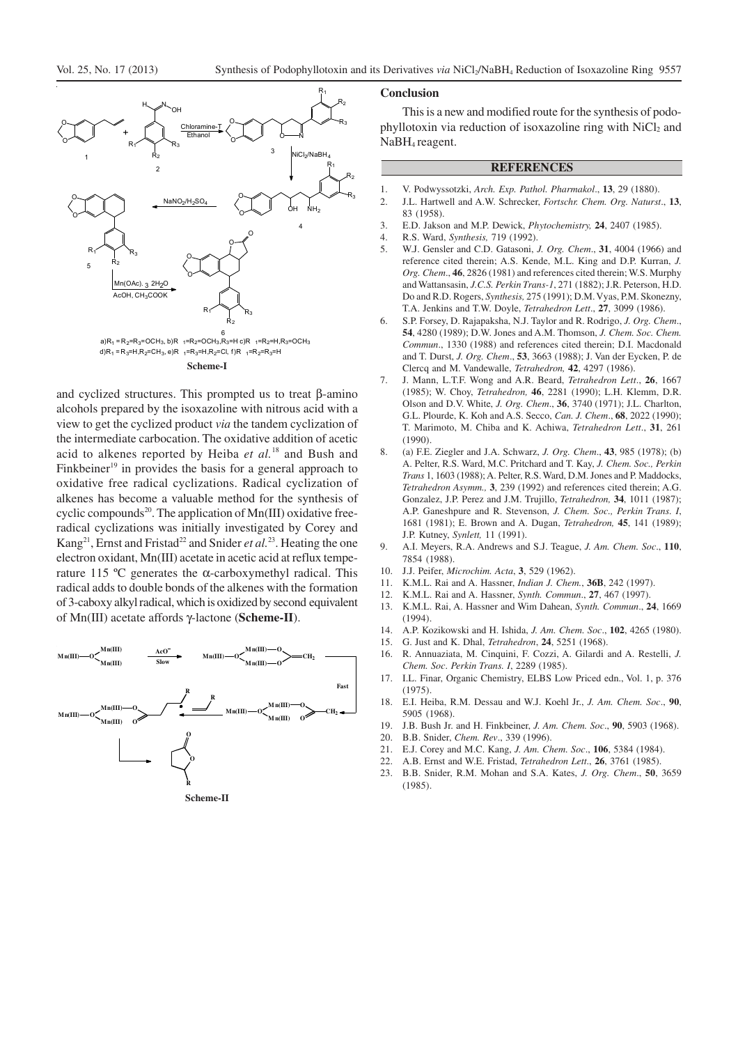Scheme-I

a) $R_1 = R_2 = R_3 = OCH_3$, b) $R_1 = R_2 = OCH_3, R_3 = H$ c) $R_1 = R_2 = H, R_3 = OCH_3$
d) $R_1 = R_3 = H, R_2 = CH_3$, e) $R_1 = R_3 = H, R_2 = Cl$, f) $R_1 = R_2 = R_3 = H$

and cyclized structures. This prompted us to treat β-amino alcohols prepared by the isoxazoline with nitrous acid with a view to get the cyclized product *via* the tandem cyclization of the intermediate carbocation. The oxidative addition of acetic acid to alkenes reported by Heiba *et al.*[18] and Bush and Finkbeiner[19] in provides the basis for a general approach to oxidative free radical cyclizations. Radical cyclization of alkenes has become a valuable method for the synthesis of cyclic compounds[20]. The application of Mn(III) oxidative free-radical cyclizations was initially investigated by Corey and Kang[21], Ernst and Fristad[22] and Snider *et al.*[23]. Heating the one electron oxidant, Mn(III) acetate in acetic acid at reflux temperature 115 ºC generates the α-carboxymethyl radical. This radical adds to double bonds of the alkenes with the formation of 3-caboxy alkyl radical, which is oxidized by second equivalent of Mn(III) acetate affords γ-lactone (**Scheme-II**).

Scheme-II

## Conclusion

This is a new and modified route for the synthesis of podophyllotoxin via reduction of isoxazoline ring with $NiCl_2$ and $NaBH_4$ reagent.

## REFERENCES

1. V. Podwyssotzki, *Arch. Exp. Pathol. Pharmakol*., **13**, 29 (1880).
2. J.L. Hartwell and A.W. Schrecker, *Fortschr. Chem. Org. Naturst*., **13**, 83 (1958).
3. E.D. Jakson and M.P. Dewick, *Phytochemistry,* **24**, 2407 (1985).
4. R.S. Ward, *Synthesis,* 719 (1992).
5. W.J. Gensler and C.D. Gatasoni, *J. Org. Chem*., **31**, 4004 (1966) and reference cited therein; A.S. Kende, M.L. King and D.P. Kurran, *J. Org. Chem*., **46**, 2826 (1981) and references cited therein; W.S. Murphy and Wattansasin, *J.C.S. Perkin Trans-1*, 271 (1882); J.R. Peterson, H.D. Do and R.D. Rogers, *Synthesis,* 275 (1991); D.M. Vyas, P.M. Skonezny, T.A. Jenkins and T.W. Doyle, *Tetrahedron Lett*., **27**, 3099 (1986).
6. S.P. Forsey, D. Rajapaksha, N.J. Taylor and R. Rodrigo, *J. Org. Chem*., **54**, 4280 (1989); D.W. Jones and A.M. Thomson, *J. Chem. Soc. Chem. Commun*., 1330 (1988) and references cited therein; D.I. Macdonald and T. Durst, *J. Org. Chem*., **53**, 3663 (1988); J. van der Eycken, P. de Clercq and M. Vandewalle, *Tetrahedron,* **42**, 4297 (1986).
7. J. Mann, L.T.F. Wong and A.R. Beard, *Tetrahedron Lett*., **26**, 1667 (1985); W. Choy, *Tetrahedron,* **46**, 2281 (1990); L.H. Klemm, D.R. Olson and D.V. White, *J. Org. Chem*., **36**, 3740 (1971); J.L. Charlton, G.L. Plourde, K. Koh and A.S. Secco, *Can. J. Chem*., **68**, 2022 (1990); T. Marimoto, M. Chiba and K. Achiwa, *Tetrahedron Lett*., **31**, 261 (1990).
8. (a) F.E. Ziegler and J.A. Schwarz, *J. Org. Chem*., **43**, 985 (1978); (b) A. Pelter, R.S. Ward, M.C. Pritchard and T. Kay, *J. Chem. Soc., Perkin Trans* 1, 1603 (1988); A. Pelter, R.S. Ward, D.M. Jones and P. Maddocks, *Tetrahedron Asymm.,* **3**, 239 (1992) and references cited therein; A.G. Gonzalez, J.P. Perez and J.M. Trujillo, *Tetrahedron,* **34**, 1011 (1987); A.P. Ganeshpure and R. Stevenson, *J. Chem. Soc., Perkin Trans. I*, 1681 (1981); E. Brown and A. Dugan, *Tetrahedron,* **45**, 141 (1989); J.P. Kutney, *Synlett,* 11 (1991).
9. A.I. Meyers, R.A. Andrews and S.J. Teague, *J. Am. Chem. Soc*., **110**, 7854 (1988).
10. J.J. Peifer, *Microchim. Acta*, **3**, 529 (1962).
11. K.M.L. Rai and A. Hassner, *Indian J. Chem.*, **36B**, 242 (1997).
12. K.M.L. Rai and A. Hassner, *Synth. Commun*., **27**, 467 (1997).
13. K.M.L. Rai, A. Hassner and Wim Dahean, *Synth. Commun*., **24**, 1669 (1994).
14. A.P. Kozikowski and H. Ishida, *J. Am. Chem. Soc*., **102**, 4265 (1980).
15. G. Just and K. Dhal, *Tetrahedron*, **24**, 5251 (1968).
16. R. Annuaziata, M. Cinquini, F. Cozzi, A. Gilardi and A. Restelli, *J. Chem. Soc*. *Perkin Trans. I*, 2289 (1985).
17. I.L. Finar, Organic Chemistry, ELBS Low Priced edn., Vol. 1, p. 376 (1975).
18. E.I. Heiba, R.M. Dessau and W.J. Koehl Jr., *J. Am. Chem. Soc*., **90**, 5905 (1968).
19. J.B. Bush Jr. and H. Finkbeiner, *J. Am. Chem. Soc*., **90**, 5903 (1968).
20. B.B. Snider, *Chem. Rev*., 339 (1996).
21. E.J. Corey and M.C. Kang, *J. Am. Chem. Soc*., **106**, 5384 (1984).
22. A.B. Ernst and W.E. Fristad, *Tetrahedron Lett*., **26**, 3761 (1985).
23. B.B. Snider, R.M. Mohan and S.A. Kates, *J. Org. Chem*., **50**, 3659 (1985).